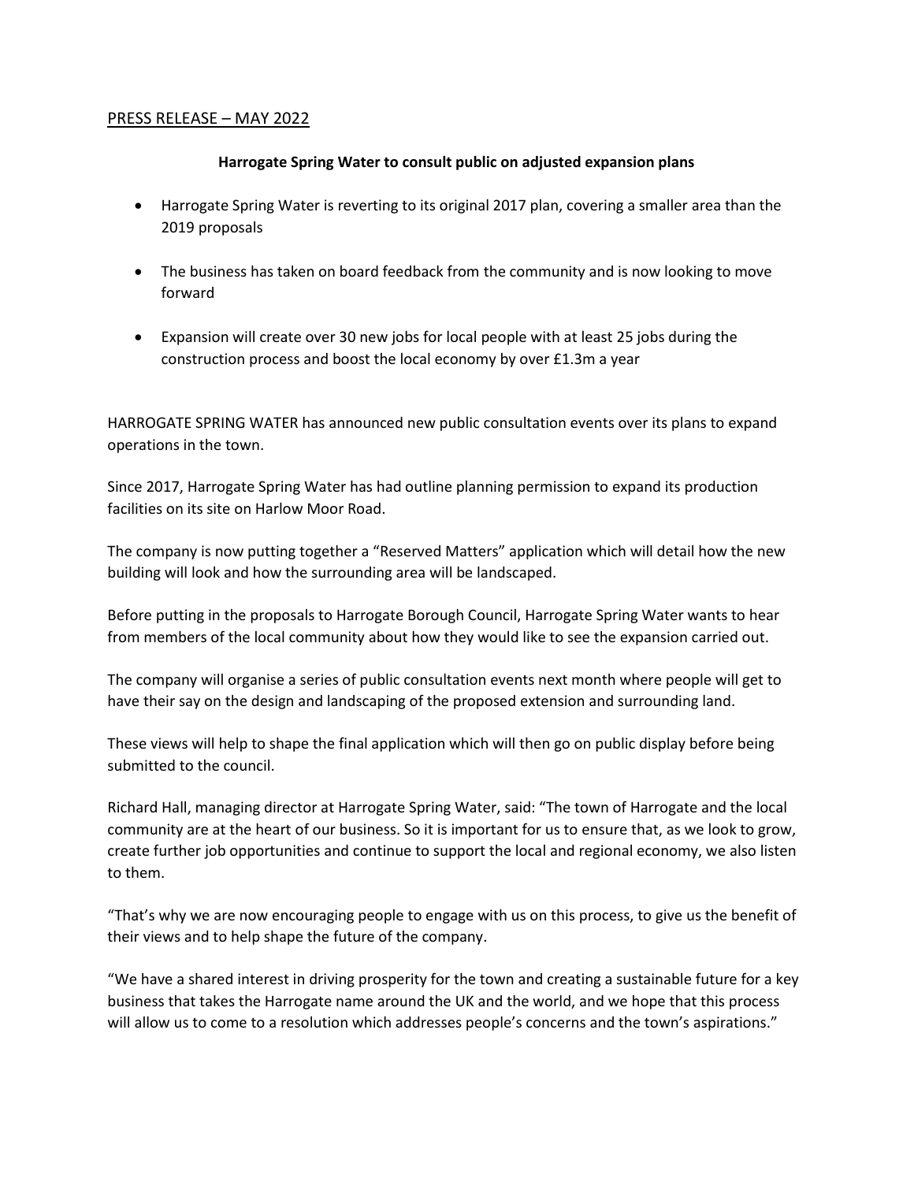PRESS RELEASE – MAY 2022

**Harrogate Spring Water to consult public on adjusted expansion plans**

- Harrogate Spring Water is reverting to its original 2017 plan, covering a smaller area than the 2019 proposals
- The business has taken on board feedback from the community and is now looking to move forward
- Expansion will create over 30 new jobs for local people with at least 25 jobs during the construction process and boost the local economy by over £1.3m a year

HARROGATE SPRING WATER has announced new public consultation events over its plans to expand operations in the town.

Since 2017, Harrogate Spring Water has had outline planning permission to expand its production facilities on its site on Harlow Moor Road.

The company is now putting together a "Reserved Matters" application which will detail how the new building will look and how the surrounding area will be landscaped.

Before putting in the proposals to Harrogate Borough Council, Harrogate Spring Water wants to hear from members of the local community about how they would like to see the expansion carried out.

The company will organise a series of public consultation events next month where people will get to have their say on the design and landscaping of the proposed extension and surrounding land.

These views will help to shape the final application which will then go on public display before being submitted to the council.

Richard Hall, managing director at Harrogate Spring Water, said: "The town of Harrogate and the local community are at the heart of our business. So it is important for us to ensure that, as we look to grow, create further job opportunities and continue to support the local and regional economy, we also listen to them.

"That's why we are now encouraging people to engage with us on this process, to give us the benefit of their views and to help shape the future of the company.

"We have a shared interest in driving prosperity for the town and creating a sustainable future for a key business that takes the Harrogate name around the UK and the world, and we hope that this process will allow us to come to a resolution which addresses people's concerns and the town's aspirations."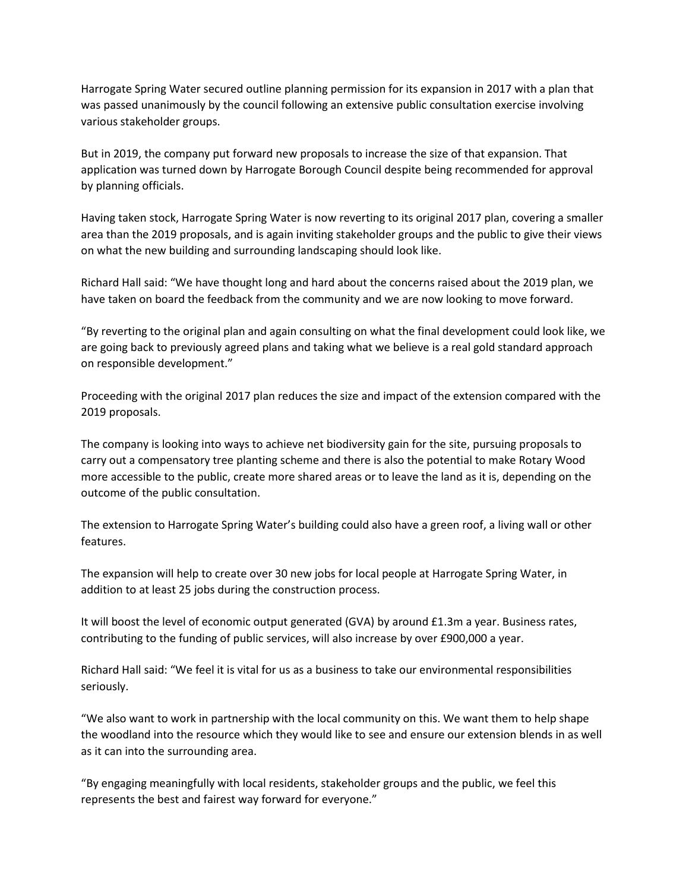Harrogate Spring Water secured outline planning permission for its expansion in 2017 with a plan that was passed unanimously by the council following an extensive public consultation exercise involving various stakeholder groups.

But in 2019, the company put forward new proposals to increase the size of that expansion. That application was turned down by Harrogate Borough Council despite being recommended for approval by planning officials.

Having taken stock, Harrogate Spring Water is now reverting to its original 2017 plan, covering a smaller area than the 2019 proposals, and is again inviting stakeholder groups and the public to give their views on what the new building and surrounding landscaping should look like.

Richard Hall said: "We have thought long and hard about the concerns raised about the 2019 plan, we have taken on board the feedback from the community and we are now looking to move forward.

"By reverting to the original plan and again consulting on what the final development could look like, we are going back to previously agreed plans and taking what we believe is a real gold standard approach on responsible development."

Proceeding with the original 2017 plan reduces the size and impact of the extension compared with the 2019 proposals.

The company is looking into ways to achieve net biodiversity gain for the site, pursuing proposals to carry out a compensatory tree planting scheme and there is also the potential to make Rotary Wood more accessible to the public, create more shared areas or to leave the land as it is, depending on the outcome of the public consultation.

The extension to Harrogate Spring Water's building could also have a green roof, a living wall or other features.

The expansion will help to create over 30 new jobs for local people at Harrogate Spring Water, in addition to at least 25 jobs during the construction process.

It will boost the level of economic output generated (GVA) by around £1.3m a year. Business rates, contributing to the funding of public services, will also increase by over £900,000 a year.

Richard Hall said: "We feel it is vital for us as a business to take our environmental responsibilities seriously.

"We also want to work in partnership with the local community on this. We want them to help shape the woodland into the resource which they would like to see and ensure our extension blends in as well as it can into the surrounding area.

"By engaging meaningfully with local residents, stakeholder groups and the public, we feel this represents the best and fairest way forward for everyone."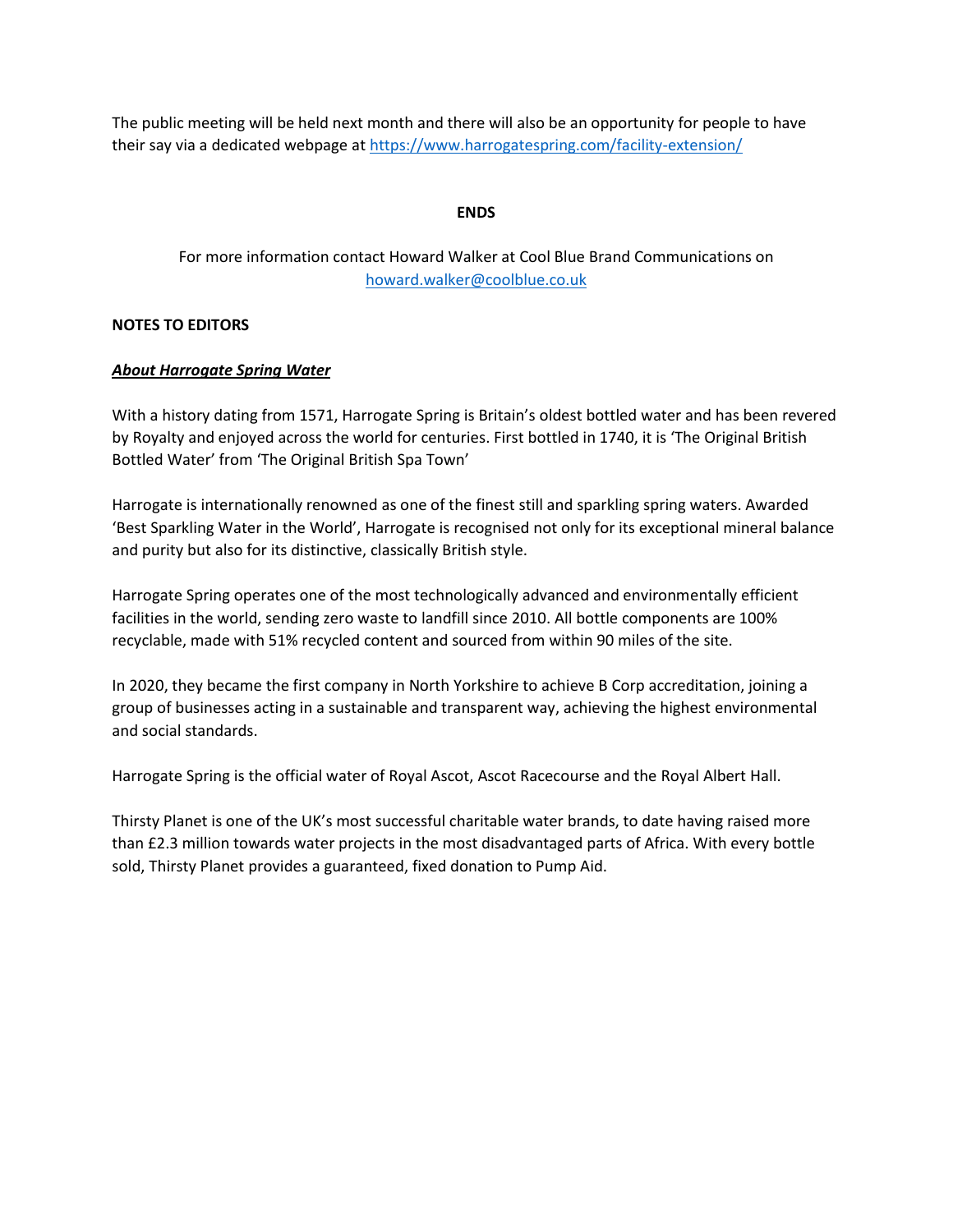The public meeting will be held next month and there will also be an opportunity for people to have their say via a dedicated webpage at https://www.harrogatespring.com/facility-extension/

**ENDS**

For more information contact Howard Walker at Cool Blue Brand Communications on howard.walker@coolblue.co.uk

**NOTES TO EDITORS**

***About Harrogate Spring Water***

With a history dating from 1571, Harrogate Spring is Britain's oldest bottled water and has been revered by Royalty and enjoyed across the world for centuries. First bottled in 1740, it is 'The Original British Bottled Water' from 'The Original British Spa Town'

Harrogate is internationally renowned as one of the finest still and sparkling spring waters. Awarded 'Best Sparkling Water in the World', Harrogate is recognised not only for its exceptional mineral balance and purity but also for its distinctive, classically British style.

Harrogate Spring operates one of the most technologically advanced and environmentally efficient facilities in the world, sending zero waste to landfill since 2010. All bottle components are 100% recyclable, made with 51% recycled content and sourced from within 90 miles of the site.

In 2020, they became the first company in North Yorkshire to achieve B Corp accreditation, joining a group of businesses acting in a sustainable and transparent way, achieving the highest environmental and social standards.

Harrogate Spring is the official water of Royal Ascot, Ascot Racecourse and the Royal Albert Hall.

Thirsty Planet is one of the UK's most successful charitable water brands, to date having raised more than £2.3 million towards water projects in the most disadvantaged parts of Africa. With every bottle sold, Thirsty Planet provides a guaranteed, fixed donation to Pump Aid.